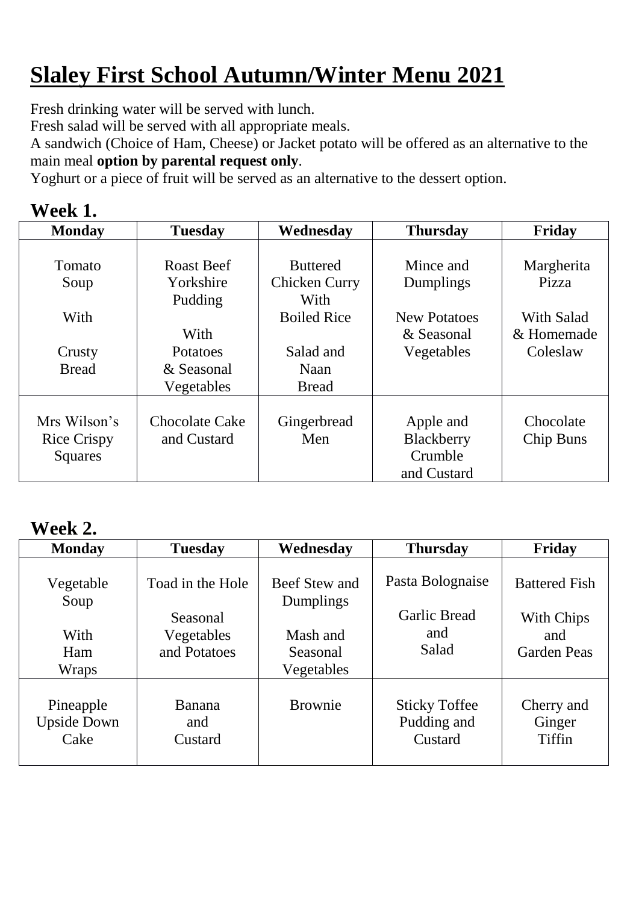# Slaley First School Autumn/Winter Menu 2021

Fresh drinking water will be served with lunch.
Fresh salad will be served with all appropriate meals.
A sandwich (Choice of Ham, Cheese) or Jacket potato will be offered as an alternative to the main meal **option by parental request only**.
Yoghurt or a piece of fruit will be served as an alternative to the dessert option.

## Week 1.

| Monday | Tuesday | Wednesday | Thursday | Friday |
|---|---|---|---|---|
| Tomato Soup With Crusty Bread | Roast Beef Yorkshire Pudding With Potatoes & Seasonal Vegetables | Buttered Chicken Curry With Boiled Rice Salad and Naan Bread | Mince and Dumplings New Potatoes & Seasonal Vegetables | Margherita Pizza With Salad & Homemade Coleslaw |
| Mrs Wilson's Rice Crispy Squares | Chocolate Cake and Custard | Gingerbread Men | Apple and Blackberry Crumble and Custard | Chocolate Chip Buns |

## Week 2.

| Monday | Tuesday | Wednesday | Thursday | Friday |
|---|---|---|---|---|
| Vegetable Soup With Ham Wraps | Toad in the Hole Seasonal Vegetables and Potatoes | Beef Stew and Dumplings Mash and Seasonal Vegetables | Pasta Bolognaise Garlic Bread and Salad | Battered Fish With Chips and Garden Peas |
| Pineapple Upside Down Cake | Banana and Custard | Brownie | Sticky Toffee Pudding and Custard | Cherry and Ginger Tiffin |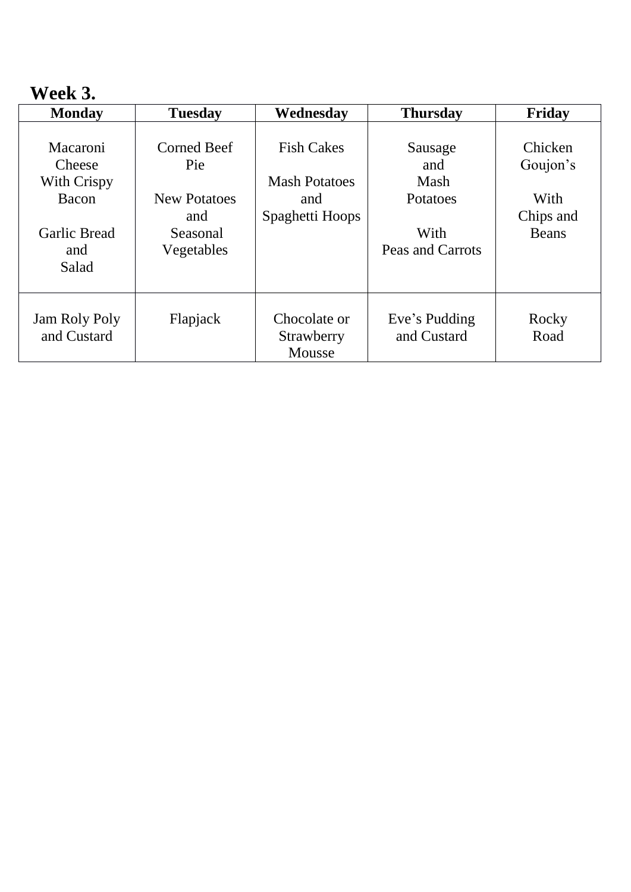**Week 3.**

| Monday | Tuesday | Wednesday | Thursday | Friday |
|---|---|---|---|---|
| Macaroni Cheese With Crispy Bacon<br><br>Garlic Bread and Salad | Corned Beef Pie<br><br>New Potatoes and Seasonal Vegetables | Fish Cakes<br><br>Mash Potatoes and Spaghetti Hoops | Sausage and Mash Potatoes<br><br>With Peas and Carrots | Chicken Goujon's<br><br>With Chips and Beans |
| Jam Roly Poly and Custard | Flapjack | Chocolate or Strawberry Mousse | Eve's Pudding and Custard | Rocky Road |